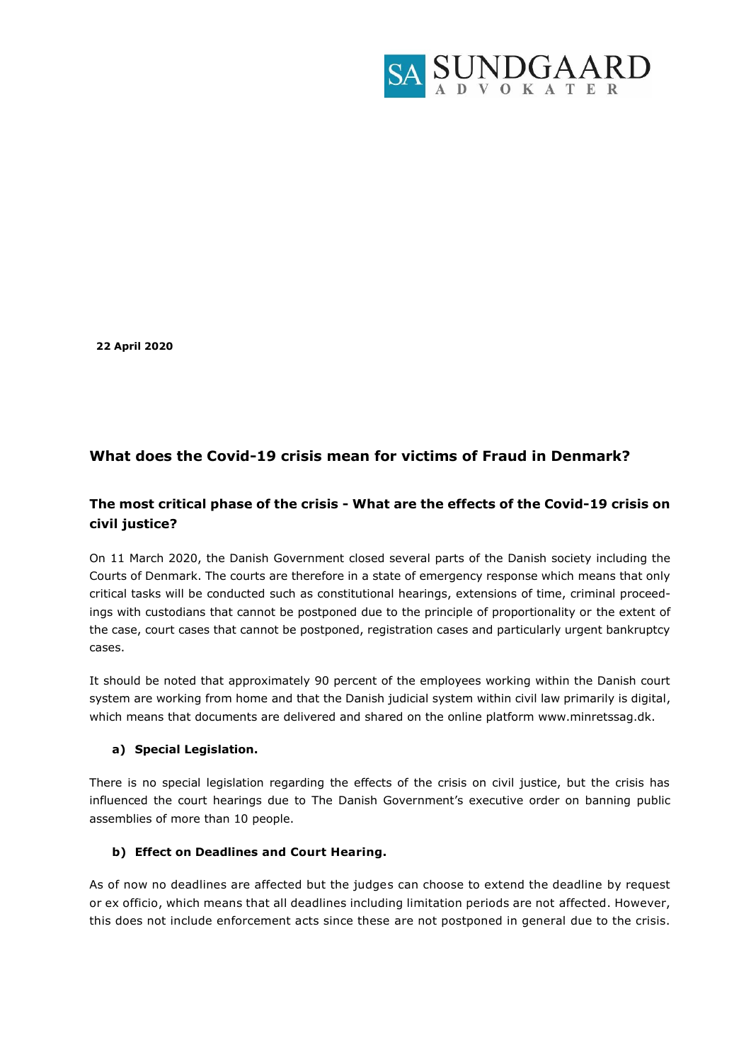**22 April 2020**

## What does the Covid-19 crisis mean for victims of Fraud in Denmark?

### The most critical phase of the crisis - What are the effects of the Covid-19 crisis on civil justice?

On 11 March 2020, the Danish Government closed several parts of the Danish society including the Courts of Denmark. The courts are therefore in a state of emergency response which means that only critical tasks will be conducted such as constitutional hearings, extensions of time, criminal proceedings with custodians that cannot be postponed due to the principle of proportionality or the extent of the case, court cases that cannot be postponed, registration cases and particularly urgent bankruptcy cases.

It should be noted that approximately 90 percent of the employees working within the Danish court system are working from home and that the Danish judicial system within civil law primarily is digital, which means that documents are delivered and shared on the online platform www.minretssag.dk.

#### a) Special Legislation.

There is no special legislation regarding the effects of the crisis on civil justice, but the crisis has influenced the court hearings due to The Danish Government's executive order on banning public assemblies of more than 10 people.

#### b) Effect on Deadlines and Court Hearing.

As of now no deadlines are affected but the judges can choose to extend the deadline by request or ex officio, which means that all deadlines including limitation periods are not affected. However, this does not include enforcement acts since these are not postponed in general due to the crisis.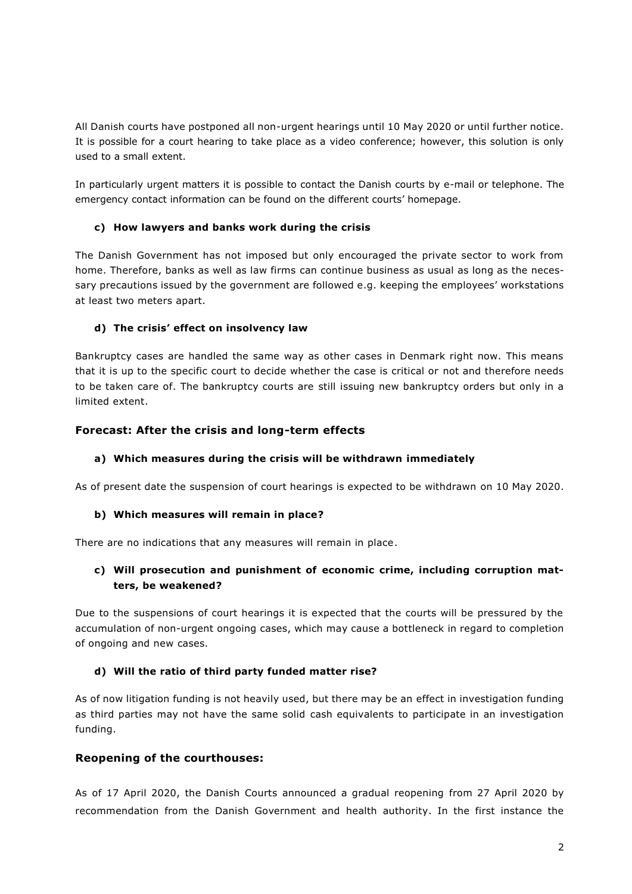All Danish courts have postponed all non-urgent hearings until 10 May 2020 or until further notice. It is possible for a court hearing to take place as a video conference; however, this solution is only used to a small extent.

In particularly urgent matters it is possible to contact the Danish courts by e-mail or telephone. The emergency contact information can be found on the different courts' homepage.

#### c) How lawyers and banks work during the crisis

The Danish Government has not imposed but only encouraged the private sector to work from home. Therefore, banks as well as law firms can continue business as usual as long as the necessary precautions issued by the government are followed e.g. keeping the employees' workstations at least two meters apart.

#### d) The crisis' effect on insolvency law

Bankruptcy cases are handled the same way as other cases in Denmark right now. This means that it is up to the specific court to decide whether the case is critical or not and therefore needs to be taken care of. The bankruptcy courts are still issuing new bankruptcy orders but only in a limited extent.

### Forecast: After the crisis and long-term effects

#### a) Which measures during the crisis will be withdrawn immediately

As of present date the suspension of court hearings is expected to be withdrawn on 10 May 2020.

#### b) Which measures will remain in place?

There are no indications that any measures will remain in place.

#### c) Will prosecution and punishment of economic crime, including corruption matters, be weakened?

Due to the suspensions of court hearings it is expected that the courts will be pressured by the accumulation of non-urgent ongoing cases, which may cause a bottleneck in regard to completion of ongoing and new cases.

#### d) Will the ratio of third party funded matter rise?

As of now litigation funding is not heavily used, but there may be an effect in investigation funding as third parties may not have the same solid cash equivalents to participate in an investigation funding.

### Reopening of the courthouses:

As of 17 April 2020, the Danish Courts announced a gradual reopening from 27 April 2020 by recommendation from the Danish Government and health authority. In the first instance the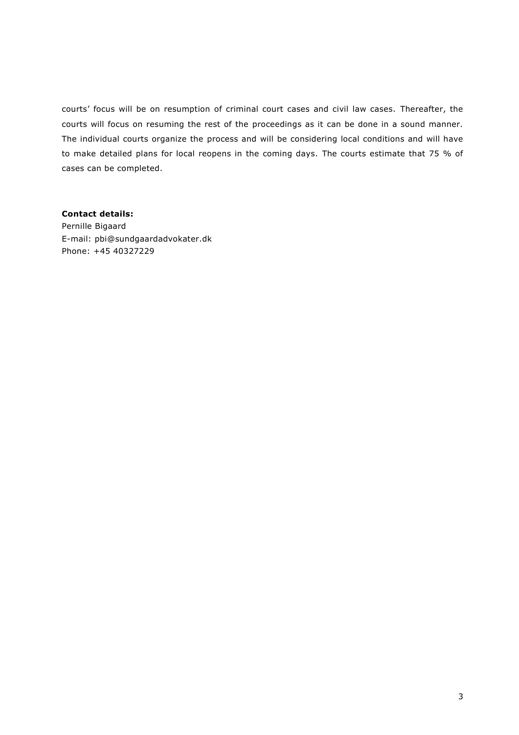courts' focus will be on resumption of criminal court cases and civil law cases. Thereafter, the courts will focus on resuming the rest of the proceedings as it can be done in a sound manner. The individual courts organize the process and will be considering local conditions and will have to make detailed plans for local reopens in the coming days. The courts estimate that 75 % of cases can be completed.

**Contact details:**
Pernille Bigaard
E-mail: pbi@sundgaardadvokater.dk
Phone: +45 40327229